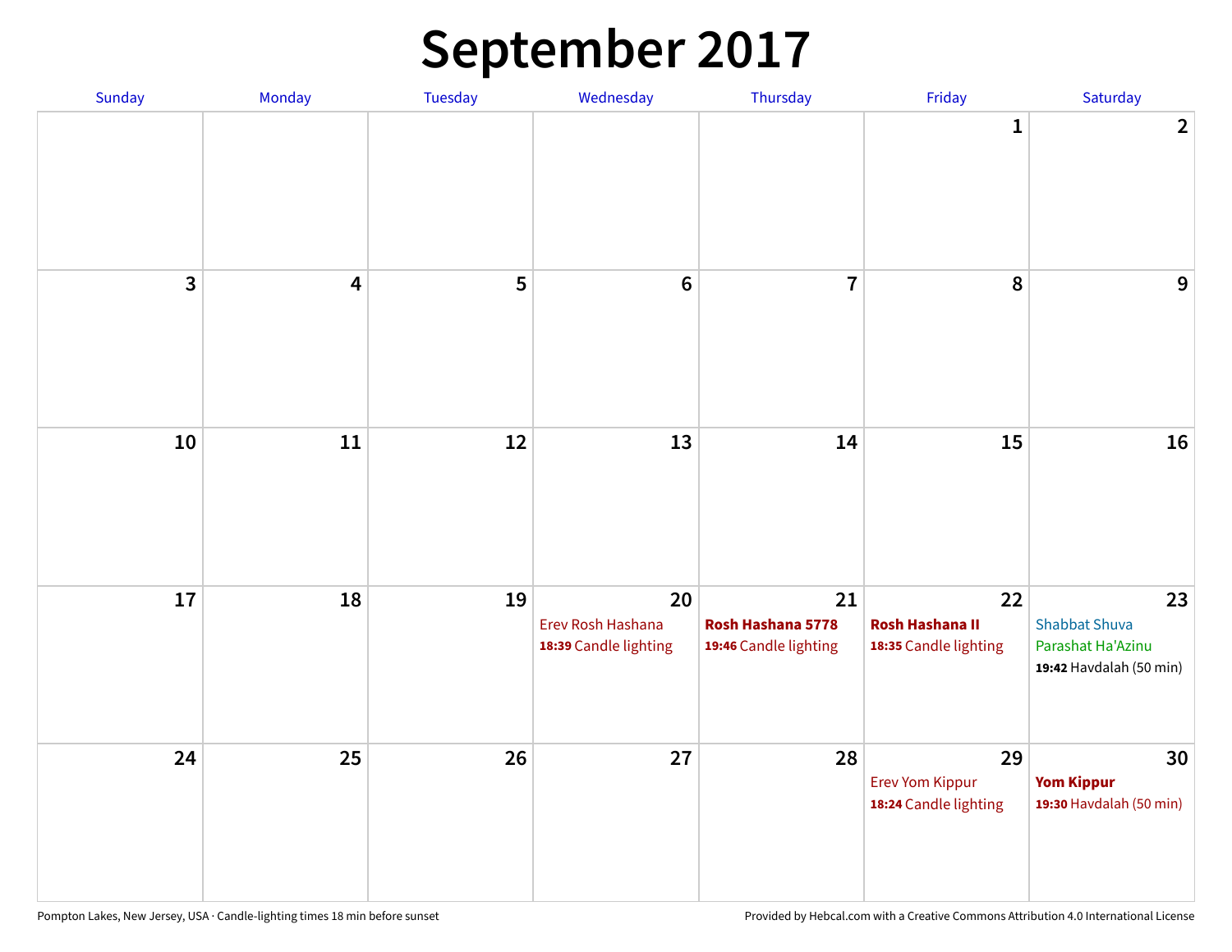# September 2017

| Sunday | Monday | Tuesday | Wednesday | Thursday | Friday | Saturday |
|---|---|---|---|---|---|---|
| | | | | | 1 | 2 |
| 3 | 4 | 5 | 6 | 7 | 8 | 9 |
| 10 | 11 | 12 | 13 | 14 | 15 | 16 |
| 17 | 18 | 19 | 20<br>Erev Rosh Hashana<br>**18:39** Candle lighting | 21<br>**Rosh Hashana 5778**<br>**19:46** Candle lighting | 22<br>**Rosh Hashana II**<br>**18:35** Candle lighting | 23<br>Shabbat Shuva<br>Parashat Ha'Azinu<br>**19:42** Havdalah (50 min) |
| 24 | 25 | 26 | 27 | 28 | 29<br>Erev Yom Kippur<br>**18:24** Candle lighting | 30<br>**Yom Kippur**<br>**19:30** Havdalah (50 min) |

Pompton Lakes, New Jersey, USA · Candle-lighting times 18 min before sunset

Provided by Hebcal.com with a Creative Commons Attribution 4.0 International License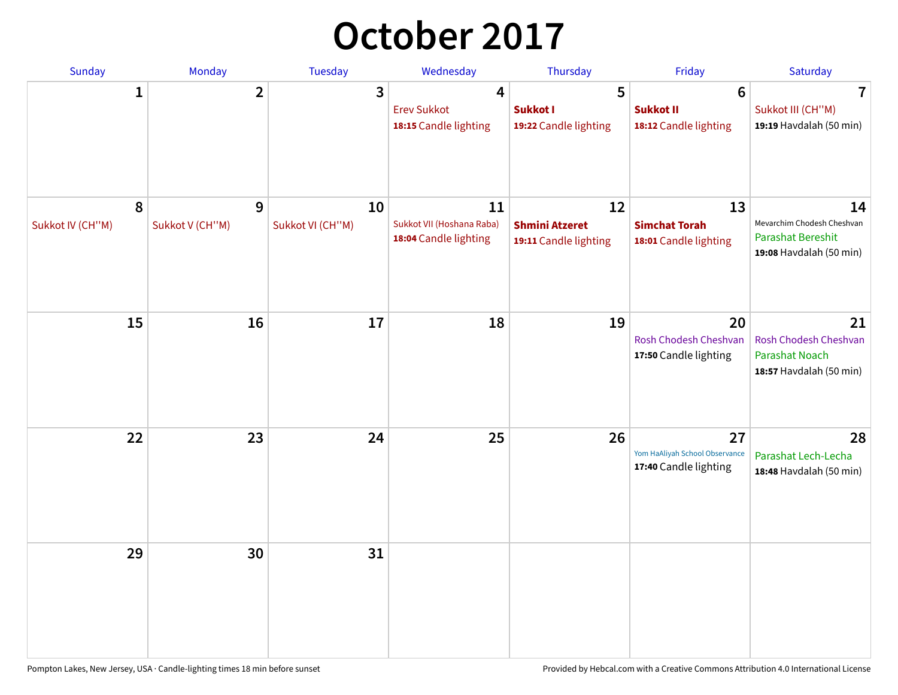# October 2017

| Sunday | Monday | Tuesday | Wednesday | Thursday | Friday | Saturday |
|---|---|---|---|---|---|---|
| 1 | 2 | 3 | 4<br>Erev Sukkot<br>**18:15** Candle lighting | 5<br>**Sukkot I**<br>**19:22** Candle lighting | 6<br>**Sukkot II**<br>**18:12** Candle lighting | 7<br>Sukkot III (CH''M)<br>**19:19** Havdalah (50 min) |
| 8<br>Sukkot IV (CH''M) | 9<br>Sukkot V (CH''M) | 10<br>Sukkot VI (CH''M) | 11<br>Sukkot VII (Hoshana Raba)<br>**18:04** Candle lighting | 12<br>**Shmini Atzeret**<br>**19:11** Candle lighting | 13<br>**Simchat Torah**<br>**18:01** Candle lighting | 14<br>Mevarchim Chodesh Cheshvan<br>Parashat Bereshit<br>**19:08** Havdalah (50 min) |
| 15 | 16 | 17 | 18 | 19 | 20<br>Rosh Chodesh Cheshvan<br>**17:50** Candle lighting | 21<br>Rosh Chodesh Cheshvan<br>Parashat Noach<br>**18:57** Havdalah (50 min) |
| 22 | 23 | 24 | 25 | 26 | 27<br>Yom HaAliyah School Observance<br>**17:40** Candle lighting | 28<br>Parashat Lech-Lecha<br>**18:48** Havdalah (50 min) |
| 29 | 30 | 31 | | | | |

Pompton Lakes, New Jersey, USA · Candle-lighting times 18 min before sunset

Provided by Hebcal.com with a Creative Commons Attribution 4.0 International License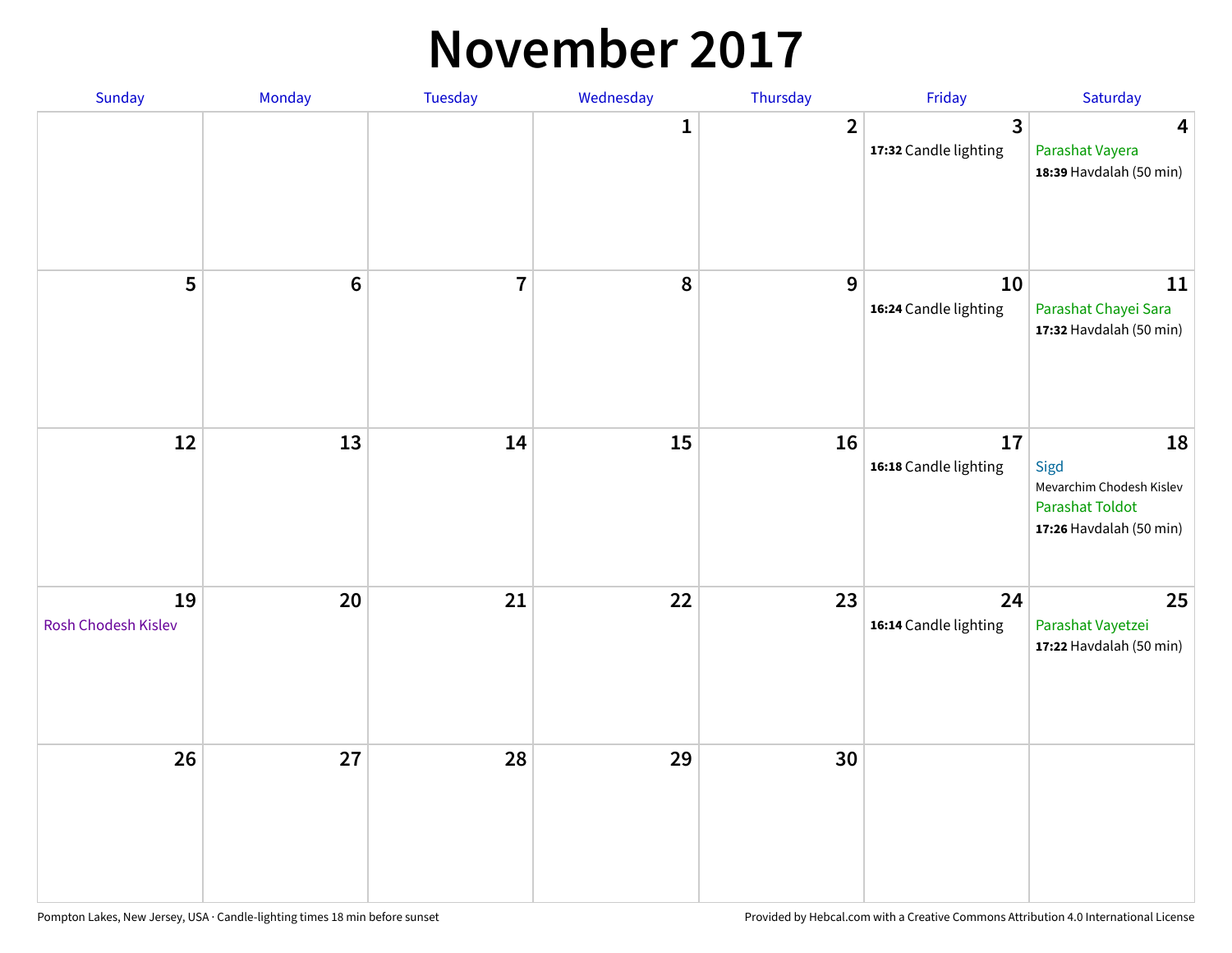# November 2017

| Sunday | Monday | Tuesday | Wednesday | Thursday | Friday | Saturday |
|---|---|---|---|---|---|---|
| | | | 1 | 2 | 3<br>**17:32** Candle lighting | 4<br>Parashat Vayera<br>**18:39** Havdalah (50 min) |
| 5 | 6 | 7 | 8 | 9 | 10<br>**16:24** Candle lighting | 11<br>Parashat Chayei Sara<br>**17:32** Havdalah (50 min) |
| 12 | 13 | 14 | 15 | 16 | 17<br>**16:18** Candle lighting | 18<br>Sigd<br>Mevarchim Chodesh Kislev<br>Parashat Toldot<br>**17:26** Havdalah (50 min) |
| 19<br>Rosh Chodesh Kislev | 20 | 21 | 22 | 23 | 24<br>**16:14** Candle lighting | 25<br>Parashat Vayetzei<br>**17:22** Havdalah (50 min) |
| 26 | 27 | 28 | 29 | 30 | | |

Pompton Lakes, New Jersey, USA · Candle-lighting times 18 min before sunset

Provided by Hebcal.com with a Creative Commons Attribution 4.0 International License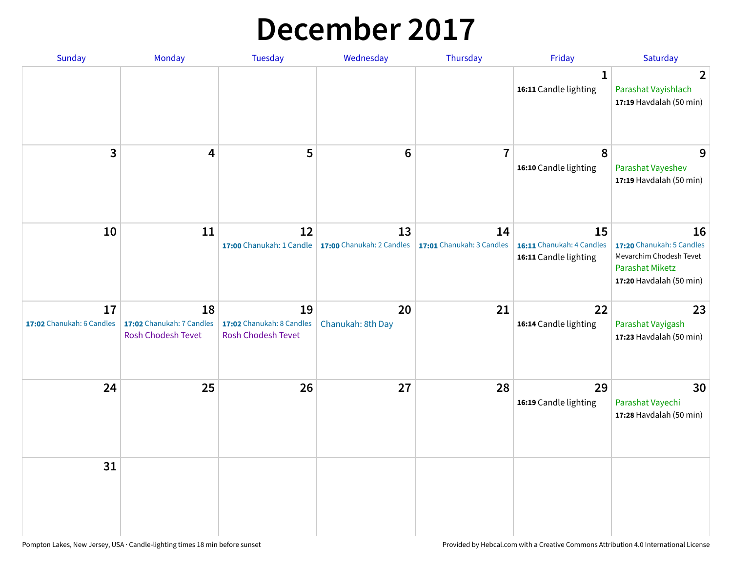# December 2017

| Sunday | Monday | Tuesday | Wednesday | Thursday | Friday | Saturday |
| --- | --- | --- | --- | --- | --- | --- |
| | | | | | 1<br>**16:11** Candle lighting | 2<br>Parashat Vayishlach<br>**17:19** Havdalah (50 min) |
| 3 | 4 | 5 | 6 | 7 | 8<br>**16:10** Candle lighting | 9<br>Parashat Vayeshev<br>**17:19** Havdalah (50 min) |
| 10 | 11 | 12<br>**17:00** Chanukah: 1 Candle | 13<br>**17:00** Chanukah: 2 Candles | 14<br>**17:01** Chanukah: 3 Candles | 15<br>**16:11** Chanukah: 4 Candles<br>**16:11** Candle lighting | 16<br>**17:20** Chanukah: 5 Candles<br>Mevarchim Chodesh Tevet<br>Parashat Miketz<br>**17:20** Havdalah (50 min) |
| 17<br>**17:02** Chanukah: 6 Candles | 18<br>**17:02** Chanukah: 7 Candles<br>Rosh Chodesh Tevet | 19<br>**17:02** Chanukah: 8 Candles<br>Rosh Chodesh Tevet | 20<br>Chanukah: 8th Day | 21 | 22<br>**16:14** Candle lighting | 23<br>Parashat Vayigash<br>**17:23** Havdalah (50 min) |
| 24 | 25 | 26 | 27 | 28 | 29<br>**16:19** Candle lighting | 30<br>Parashat Vayechi<br>**17:28** Havdalah (50 min) |
| 31 | | | | | | |

Pompton Lakes, New Jersey, USA · Candle-lighting times 18 min before sunset

Provided by Hebcal.com with a Creative Commons Attribution 4.0 International License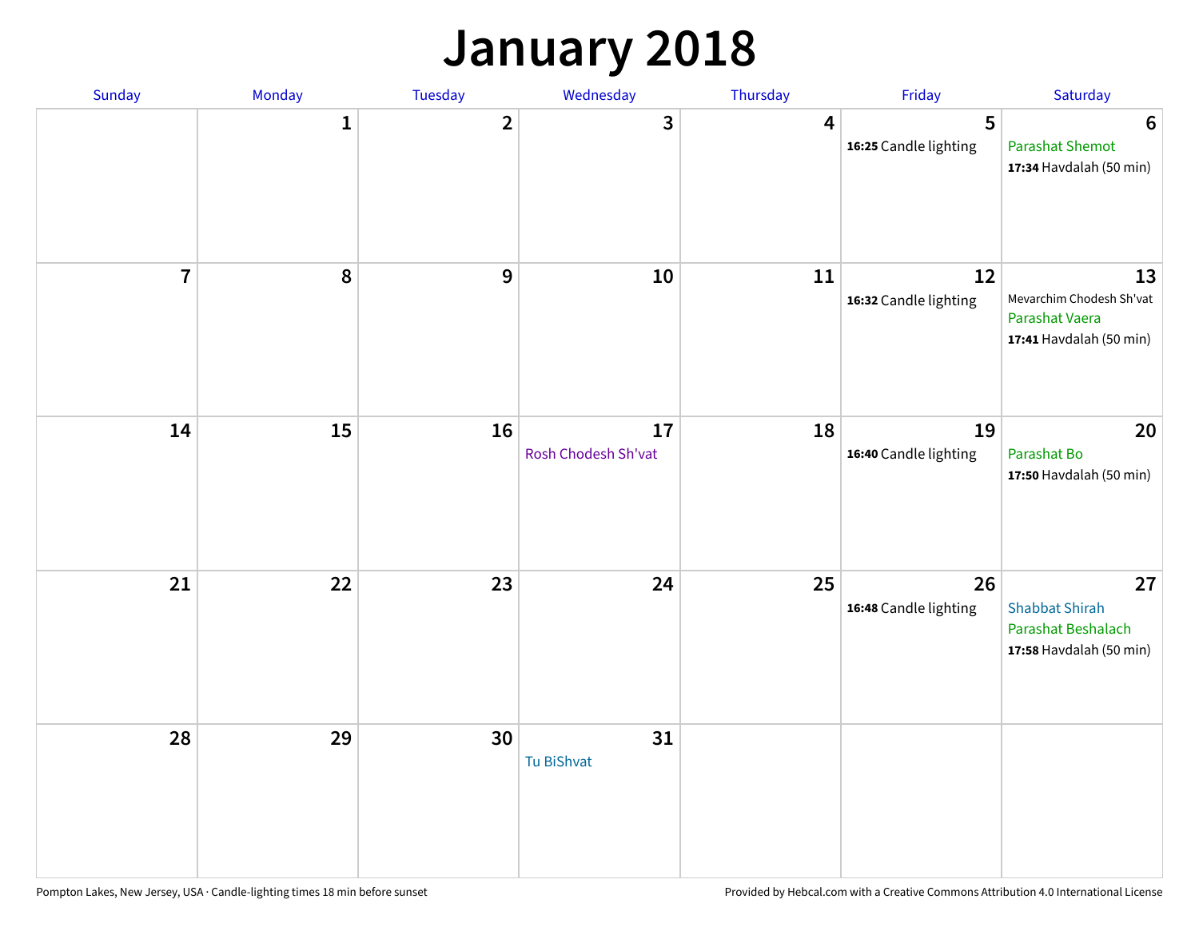# January 2018

| Sunday | Monday | Tuesday | Wednesday | Thursday | Friday | Saturday |
|---|---|---|---|---|---|---|
| | 1 | 2 | 3 | 4 | 5<br>**16:25** Candle lighting | 6<br>Parashat Shemot<br>**17:34** Havdalah (50 min) |
| 7 | 8 | 9 | 10 | 11 | 12<br>**16:32** Candle lighting | 13<br>Mevarchim Chodesh Sh'vat<br>Parashat Vaera<br>**17:41** Havdalah (50 min) |
| 14 | 15 | 16 | 17<br>Rosh Chodesh Sh'vat | 18 | 19<br>**16:40** Candle lighting | 20<br>Parashat Bo<br>**17:50** Havdalah (50 min) |
| 21 | 22 | 23 | 24 | 25 | 26<br>**16:48** Candle lighting | 27<br>Shabbat Shirah<br>Parashat Beshalach<br>**17:58** Havdalah (50 min) |
| 28 | 29 | 30 | 31<br>Tu BiShvat | | | |

Pompton Lakes, New Jersey, USA · Candle-lighting times 18 min before sunset

Provided by Hebcal.com with a Creative Commons Attribution 4.0 International License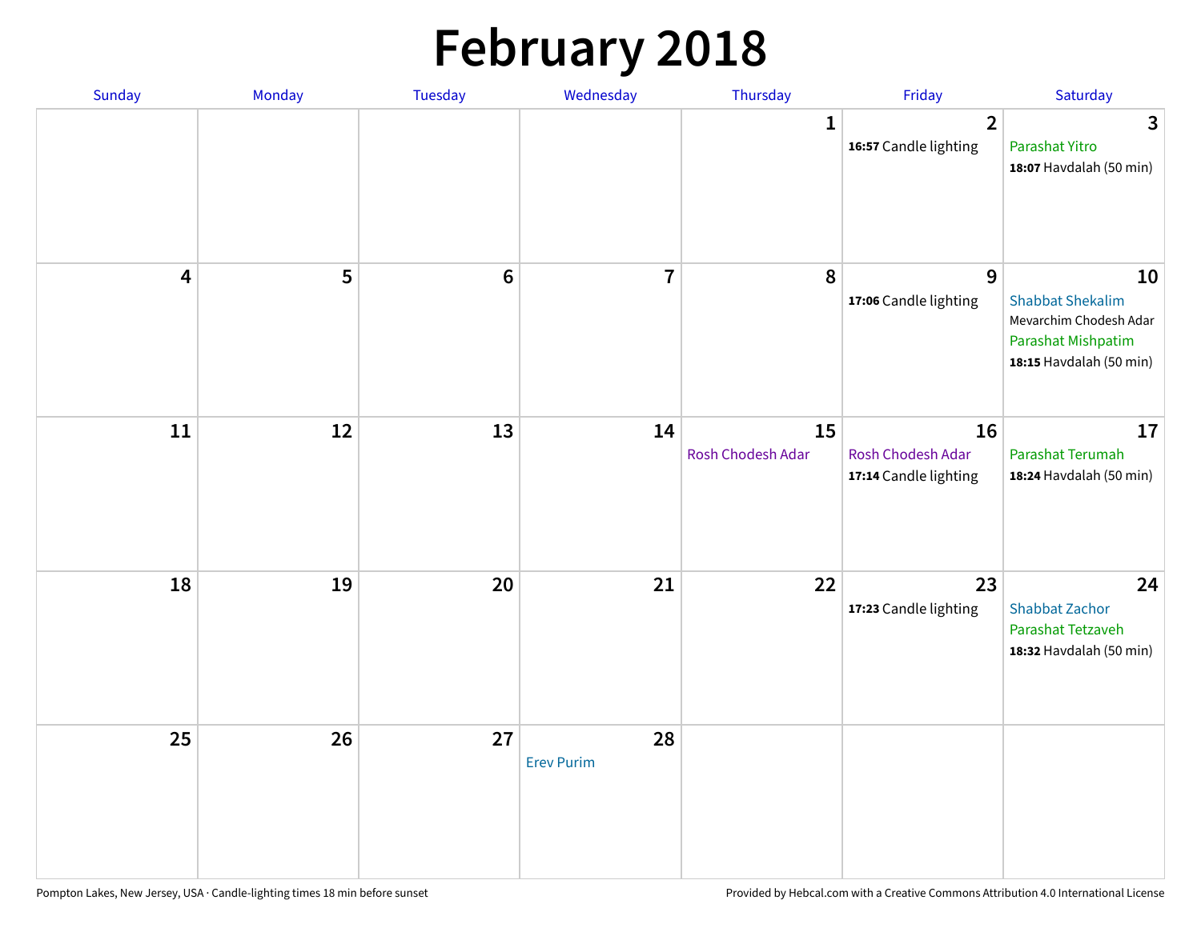# February 2018

| Sunday | Monday | Tuesday | Wednesday | Thursday | Friday | Saturday |
|---|---|---|---|---|---|---|
| | | | | 1 | 2<br>**16:57** Candle lighting | 3<br>Parashat Yitro<br>**18:07** Havdalah (50 min) |
| 4 | 5 | 6 | 7 | 8 | 9<br>**17:06** Candle lighting | 10<br>Shabbat Shekalim<br>Mevarchim Chodesh Adar<br>Parashat Mishpatim<br>**18:15** Havdalah (50 min) |
| 11 | 12 | 13 | 14 | 15<br>Rosh Chodesh Adar | 16<br>Rosh Chodesh Adar<br>**17:14** Candle lighting | 17<br>Parashat Terumah<br>**18:24** Havdalah (50 min) |
| 18 | 19 | 20 | 21 | 22 | 23<br>**17:23** Candle lighting | 24<br>Shabbat Zachor<br>Parashat Tetzaveh<br>**18:32** Havdalah (50 min) |
| 25 | 26 | 27 | 28<br>Erev Purim | | | |

Pompton Lakes, New Jersey, USA · Candle-lighting times 18 min before sunset

Provided by Hebcal.com with a Creative Commons Attribution 4.0 International License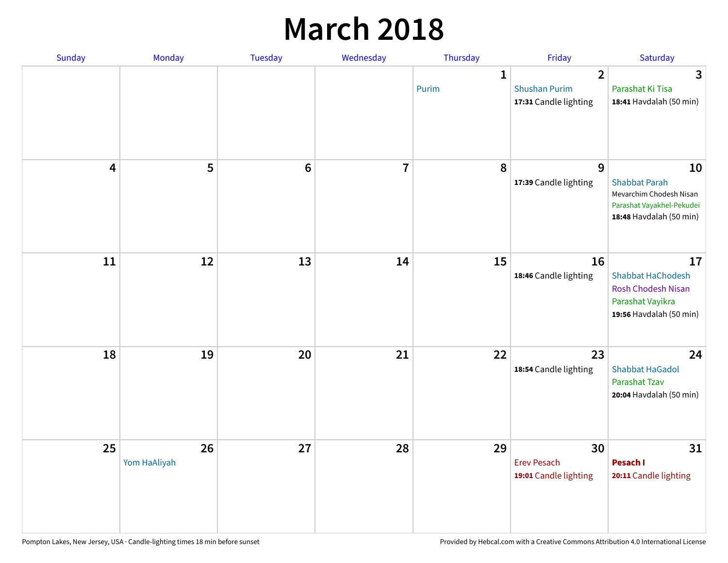# March 2018

| Sunday | Monday | Tuesday | Wednesday | Thursday | Friday | Saturday |
|---|---|---|---|---|---|---|
| | | | | 1<br>Purim | 2<br>Shushan Purim<br>**17:31** Candle lighting | 3<br>Parashat Ki Tisa<br>**18:41** Havdalah (50 min) |
| 4 | 5 | 6 | 7 | 8 | 9<br>**17:39** Candle lighting | 10<br>Shabbat Parah<br>Mevarchim Chodesh Nisan<br>Parashat Vayakhel-Pekudei<br>**18:48** Havdalah (50 min) |
| 11 | 12 | 13 | 14 | 15 | 16<br>**18:46** Candle lighting | 17<br>Shabbat HaChodesh<br>Rosh Chodesh Nisan<br>Parashat Vayikra<br>**19:56** Havdalah (50 min) |
| 18 | 19 | 20 | 21 | 22 | 23<br>**18:54** Candle lighting | 24<br>Shabbat HaGadol<br>Parashat Tzav<br>**20:04** Havdalah (50 min) |
| 25 | 26<br>Yom HaAliyah | 27 | 28 | 29 | 30<br>Erev Pesach<br>**19:01** Candle lighting | 31<br>**Pesach I**<br>**20:11** Candle lighting |

Pompton Lakes, New Jersey, USA · Candle-lighting times 18 min before sunset

Provided by Hebcal.com with a Creative Commons Attribution 4.0 International License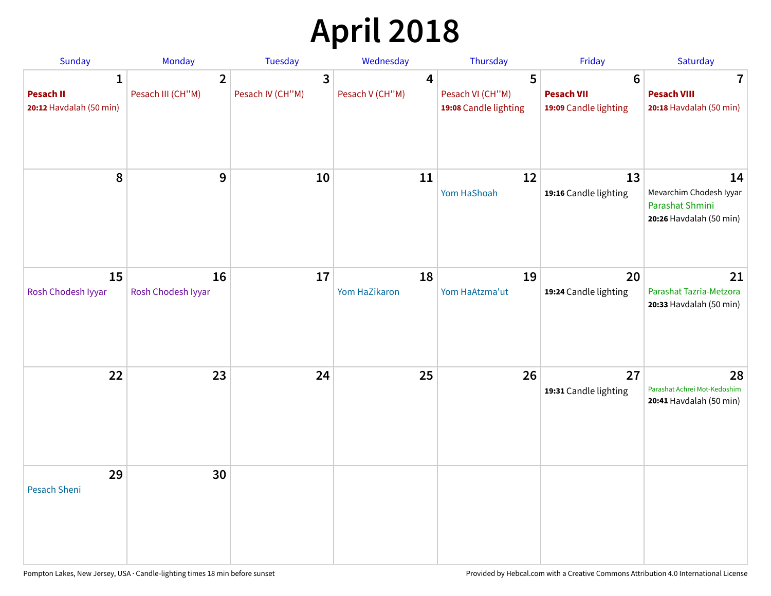# April 2018

| Sunday | Monday | Tuesday | Wednesday | Thursday | Friday | Saturday |
|---|---|---|---|---|---|---|
| 1<br>**Pesach II**<br>**20:12** Havdalah (50 min) | 2<br>Pesach III (CH''M) | 3<br>Pesach IV (CH''M) | 4<br>Pesach V (CH''M) | 5<br>Pesach VI (CH''M)<br>**19:08** Candle lighting | 6<br>**Pesach VII**<br>**19:09** Candle lighting | 7<br>**Pesach VIII**<br>**20:18** Havdalah (50 min) |
| 8 | 9 | 10 | 11 | 12<br>Yom HaShoah | 13<br>**19:16** Candle lighting | 14<br>Mevarchim Chodesh Iyyar<br>Parashat Shmini<br>**20:26** Havdalah (50 min) |
| 15<br>Rosh Chodesh Iyyar | 16<br>Rosh Chodesh Iyyar | 17 | 18<br>Yom HaZikaron | 19<br>Yom HaAtzma'ut | 20<br>**19:24** Candle lighting | 21<br>Parashat Tazria-Metzora<br>**20:33** Havdalah (50 min) |
| 22 | 23 | 24 | 25 | 26 | 27<br>**19:31** Candle lighting | 28<br>Parashat Achrei Mot-Kedoshim<br>**20:41** Havdalah (50 min) |
| 29<br>Pesach Sheni | 30 | | | | | |

Pompton Lakes, New Jersey, USA · Candle-lighting times 18 min before sunset

Provided by Hebcal.com with a Creative Commons Attribution 4.0 International License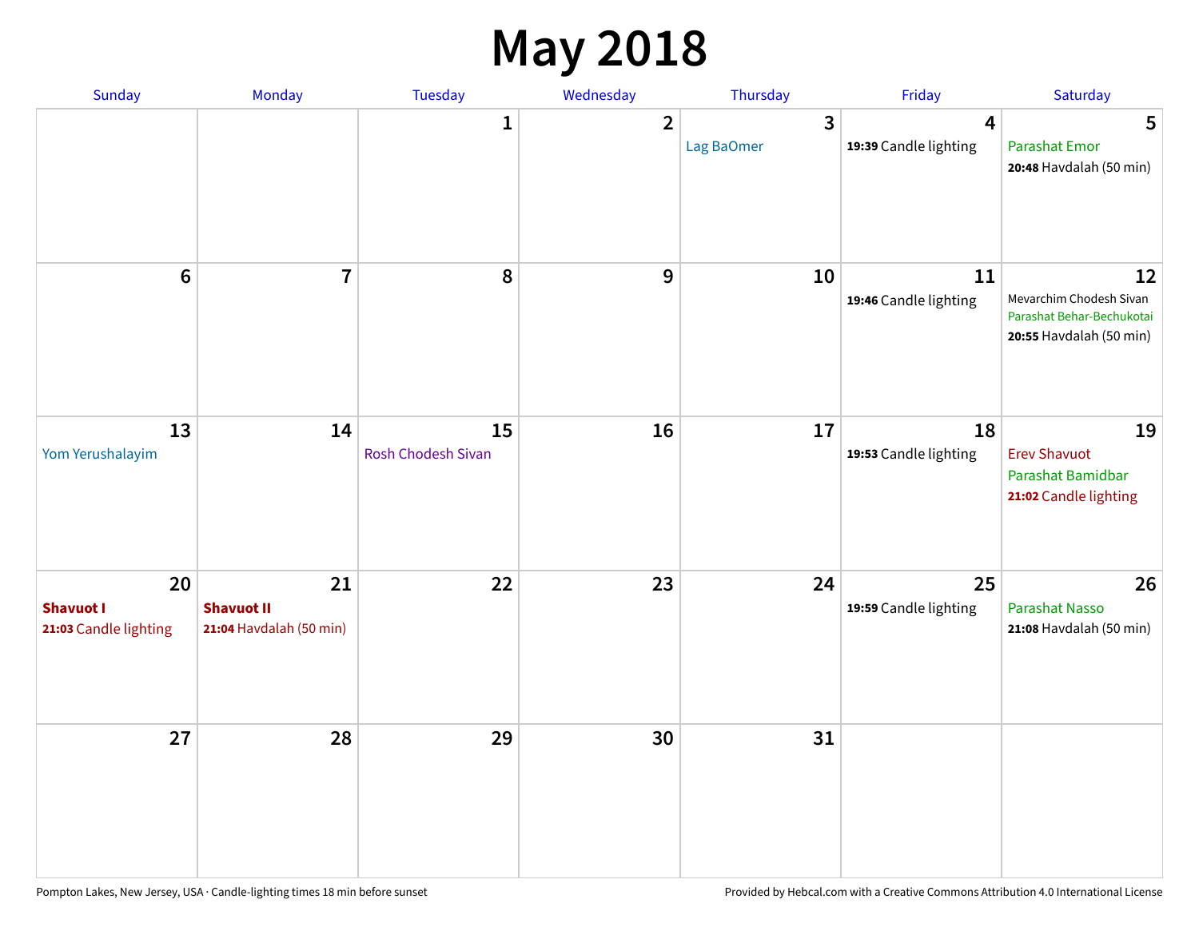# May 2018

| Sunday | Monday | Tuesday | Wednesday | Thursday | Friday | Saturday |
|---|---|---|---|---|---|---|
| | | 1 | 2 | 3<br>Lag BaOmer | 4<br>**19:39** Candle lighting | 5<br>Parashat Emor<br>**20:48** Havdalah (50 min) |
| 6 | 7 | 8 | 9 | 10 | 11<br>**19:46** Candle lighting | 12<br>Mevarchim Chodesh Sivan<br>Parashat Behar-Bechukotai<br>**20:55** Havdalah (50 min) |
| 13<br>Yom Yerushalayim | 14 | 15<br>Rosh Chodesh Sivan | 16 | 17 | 18<br>**19:53** Candle lighting | 19<br>Erev Shavuot<br>Parashat Bamidbar<br>**21:02** Candle lighting |
| 20<br>**Shavuot I**<br>**21:03** Candle lighting | 21<br>**Shavuot II**<br>**21:04** Havdalah (50 min) | 22 | 23 | 24 | 25<br>**19:59** Candle lighting | 26<br>Parashat Nasso<br>**21:08** Havdalah (50 min) |
| 27 | 28 | 29 | 30 | 31 | | |

Pompton Lakes, New Jersey, USA · Candle-lighting times 18 min before sunset

Provided by Hebcal.com with a Creative Commons Attribution 4.0 International License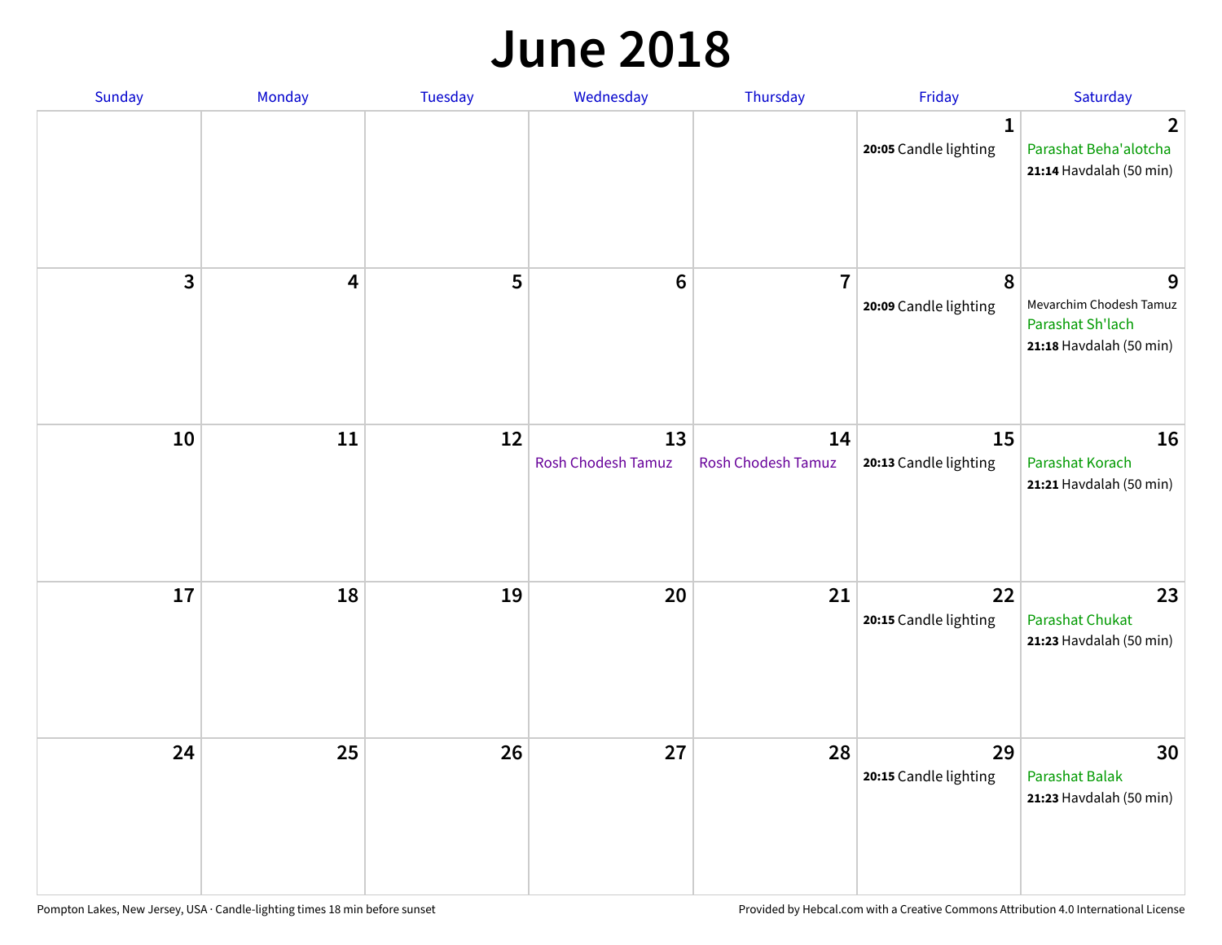# June 2018

| Sunday | Monday | Tuesday | Wednesday | Thursday | Friday | Saturday |
|---|---|---|---|---|---|---|
| | | | | | 1<br>**20:05** Candle lighting | 2<br>Parashat Beha'alotcha<br>**21:14** Havdalah (50 min) |
| 3 | 4 | 5 | 6 | 7 | 8<br>**20:09** Candle lighting | 9<br>Mevarchim Chodesh Tamuz<br>Parashat Sh'lach<br>**21:18** Havdalah (50 min) |
| 10 | 11 | 12 | 13<br>Rosh Chodesh Tamuz | 14<br>Rosh Chodesh Tamuz | 15<br>**20:13** Candle lighting | 16<br>Parashat Korach<br>**21:21** Havdalah (50 min) |
| 17 | 18 | 19 | 20 | 21 | 22<br>**20:15** Candle lighting | 23<br>Parashat Chukat<br>**21:23** Havdalah (50 min) |
| 24 | 25 | 26 | 27 | 28 | 29<br>**20:15** Candle lighting | 30<br>Parashat Balak<br>**21:23** Havdalah (50 min) |

Pompton Lakes, New Jersey, USA · Candle-lighting times 18 min before sunset

Provided by Hebcal.com with a Creative Commons Attribution 4.0 International License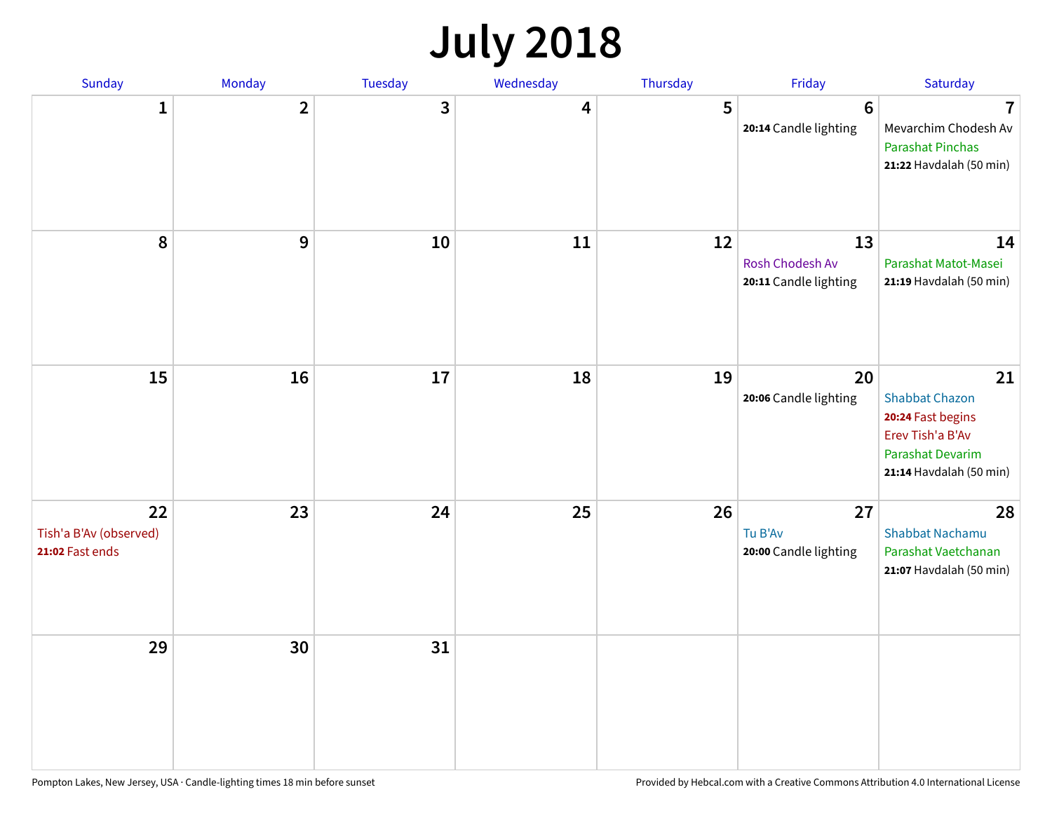# July 2018

| Sunday | Monday | Tuesday | Wednesday | Thursday | Friday | Saturday |
|---|---|---|---|---|---|---|
| 1 | 2 | 3 | 4 | 5 | 6<br>**20:14** Candle lighting | 7<br>Mevarchim Chodesh Av<br>Parashat Pinchas<br>**21:22** Havdalah (50 min) |
| 8 | 9 | 10 | 11 | 12 | 13<br>Rosh Chodesh Av<br>**20:11** Candle lighting | 14<br>Parashat Matot-Masei<br>**21:19** Havdalah (50 min) |
| 15 | 16 | 17 | 18 | 19 | 20<br>**20:06** Candle lighting | 21<br>Shabbat Chazon<br>**20:24** Fast begins<br>Erev Tish'a B'Av<br>Parashat Devarim<br>**21:14** Havdalah (50 min) |
| 22<br>Tish'a B'Av (observed)<br>**21:02** Fast ends | 23 | 24 | 25 | 26 | 27<br>Tu B'Av<br>**20:00** Candle lighting | 28<br>Shabbat Nachamu<br>Parashat Vaetchanan<br>**21:07** Havdalah (50 min) |
| 29 | 30 | 31 | | | | |

Pompton Lakes, New Jersey, USA · Candle-lighting times 18 min before sunset

Provided by Hebcal.com with a Creative Commons Attribution 4.0 International License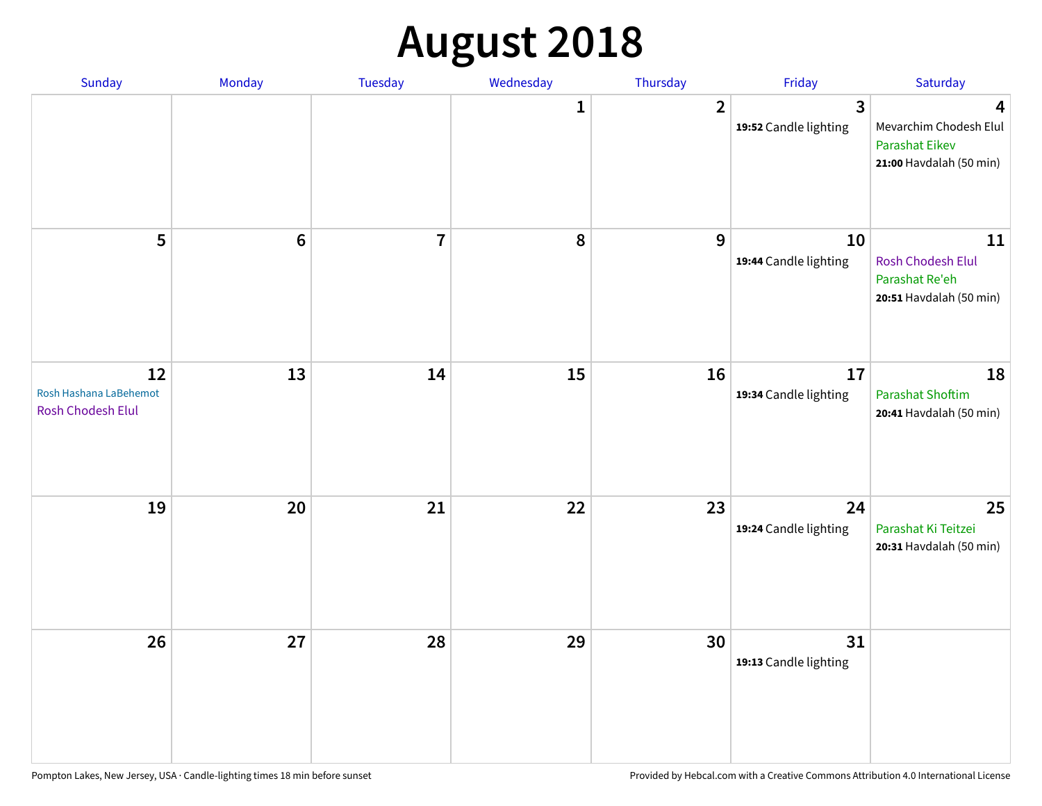# August 2018

| Sunday | Monday | Tuesday | Wednesday | Thursday | Friday | Saturday |
|---|---|---|---|---|---|---|
| | | | 1 | 2 | 3<br>**19:52** Candle lighting | 4<br>Mevarchim Chodesh Elul<br>Parashat Eikev<br>**21:00** Havdalah (50 min) |
| 5 | 6 | 7 | 8 | 9 | 10<br>**19:44** Candle lighting | 11<br>Rosh Chodesh Elul<br>Parashat Re'eh<br>**20:51** Havdalah (50 min) |
| 12<br>Rosh Hashana LaBehemot<br>Rosh Chodesh Elul | 13 | 14 | 15 | 16 | 17<br>**19:34** Candle lighting | 18<br>Parashat Shoftim<br>**20:41** Havdalah (50 min) |
| 19 | 20 | 21 | 22 | 23 | 24<br>**19:24** Candle lighting | 25<br>Parashat Ki Teitzei<br>**20:31** Havdalah (50 min) |
| 26 | 27 | 28 | 29 | 30 | 31<br>**19:13** Candle lighting | |

Pompton Lakes, New Jersey, USA · Candle-lighting times 18 min before sunset

Provided by Hebcal.com with a Creative Commons Attribution 4.0 International License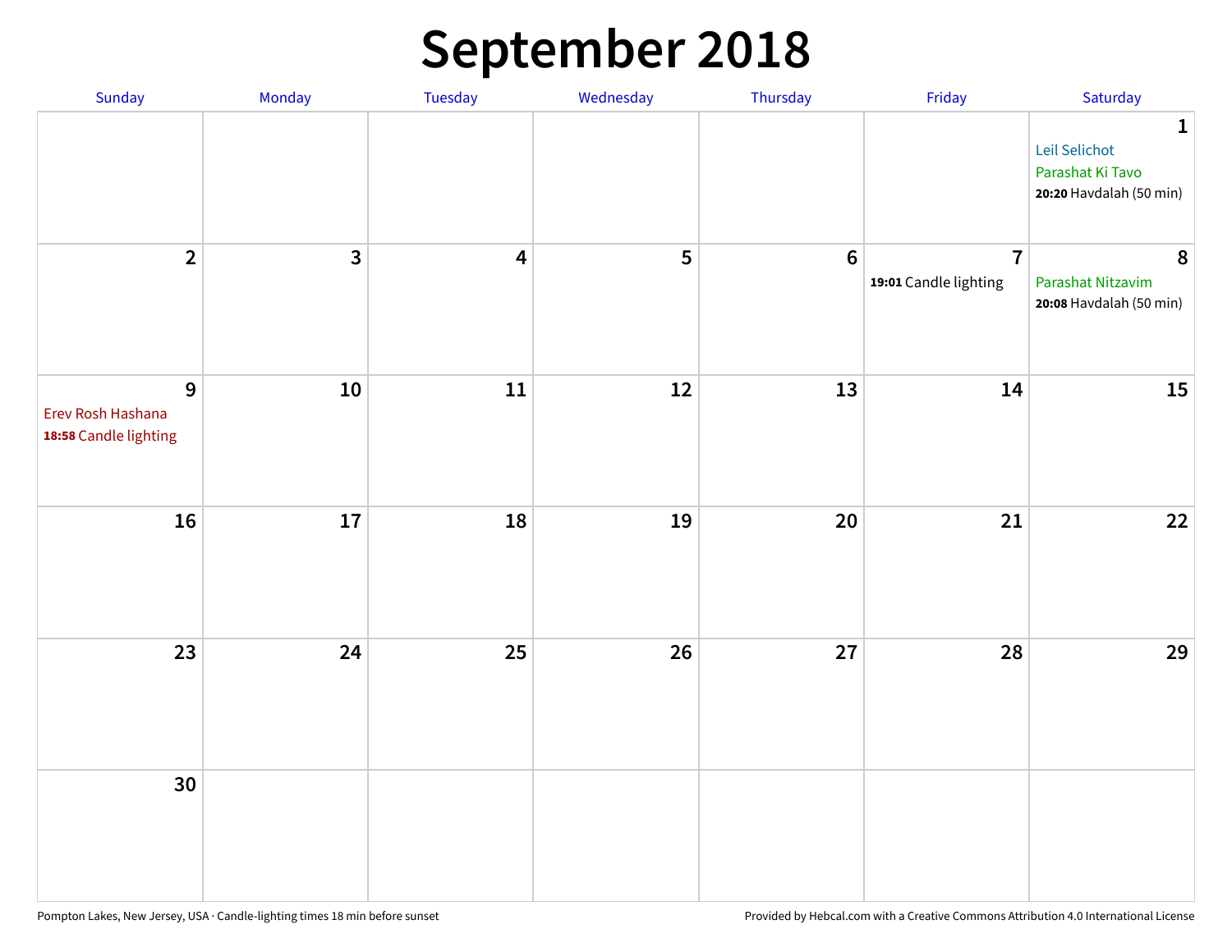# September 2018

| Sunday | Monday | Tuesday | Wednesday | Thursday | Friday | Saturday |
|---|---|---|---|---|---|---|
| | | | | | | 1 Leil Selichot Parashat Ki Tavo **20:20** Havdalah (50 min) |
| 2 | 3 | 4 | 5 | 6 | 7 **19:01** Candle lighting | 8 Parashat Nitzavim **20:08** Havdalah (50 min) |
| 9 Erev Rosh Hashana **18:58** Candle lighting | 10 | 11 | 12 | 13 | 14 | 15 |
| 16 | 17 | 18 | 19 | 20 | 21 | 22 |
| 23 | 24 | 25 | 26 | 27 | 28 | 29 |
| 30 | | | | | | |

Pompton Lakes, New Jersey, USA · Candle-lighting times 18 min before sunset

Provided by Hebcal.com with a Creative Commons Attribution 4.0 International License